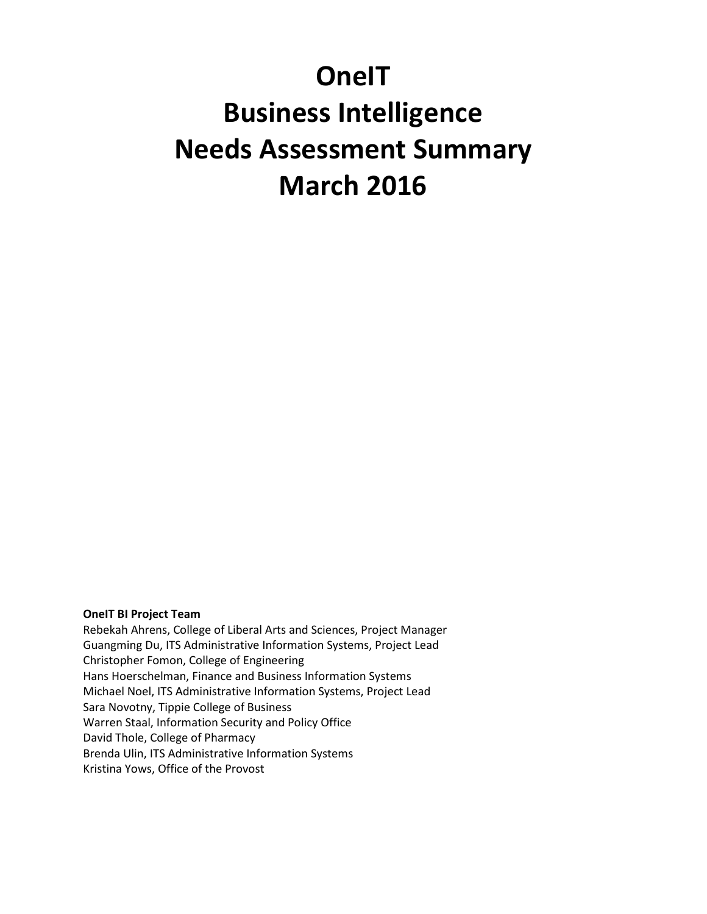# OneIT
# Business Intelligence
# Needs Assessment Summary
# March 2016

**OneIT BI Project Team**

Rebekah Ahrens, College of Liberal Arts and Sciences, Project Manager
Guangming Du, ITS Administrative Information Systems, Project Lead
Christopher Fomon, College of Engineering
Hans Hoerschelman, Finance and Business Information Systems
Michael Noel, ITS Administrative Information Systems, Project Lead
Sara Novotny, Tippie College of Business
Warren Staal, Information Security and Policy Office
David Thole, College of Pharmacy
Brenda Ulin, ITS Administrative Information Systems
Kristina Yows, Office of the Provost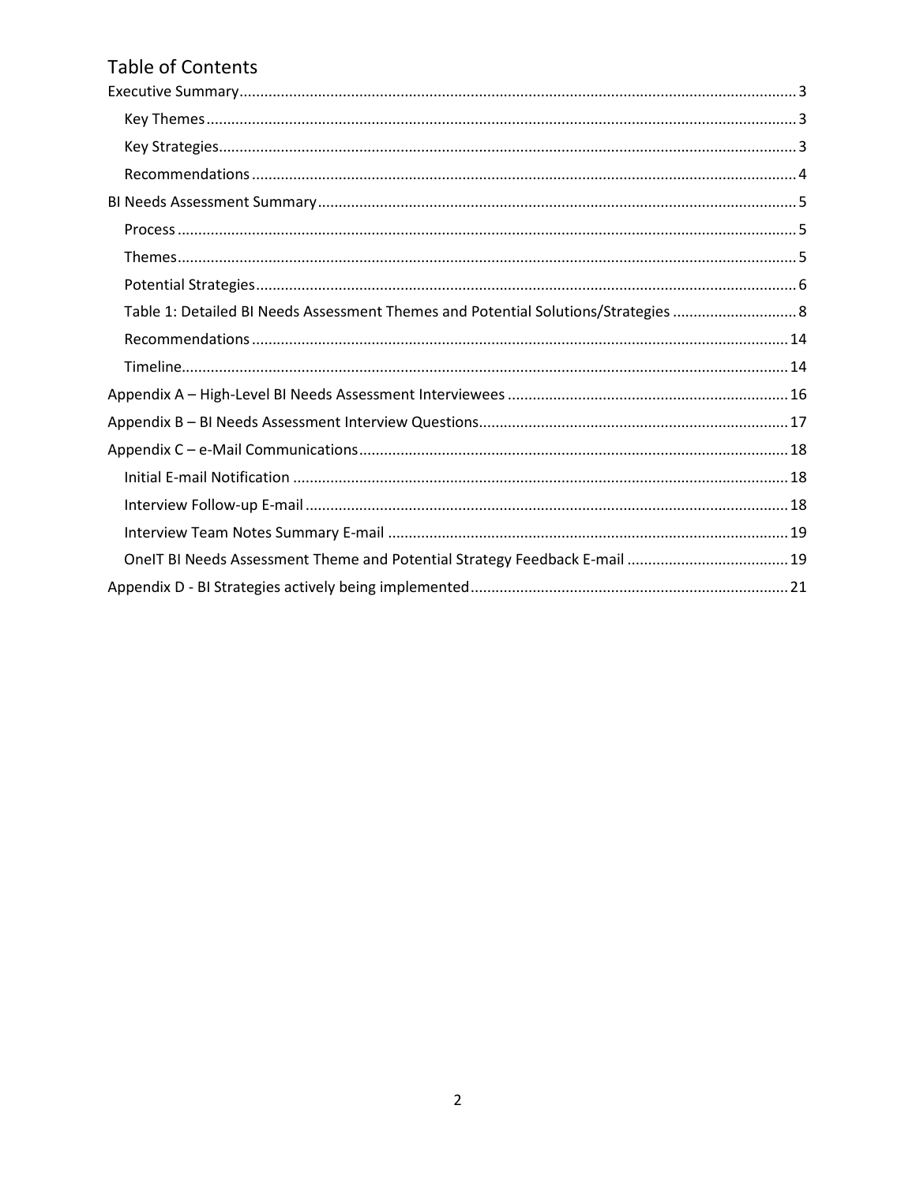# Table of Contents

- Executive Summary ..... 3
  - Key Themes ..... 3
  - Key Strategies ..... 3
  - Recommendations ..... 4
- BI Needs Assessment Summary ..... 5
  - Process ..... 5
  - Themes ..... 5
  - Potential Strategies ..... 6
  - Table 1: Detailed BI Needs Assessment Themes and Potential Solutions/Strategies ..... 8
  - Recommendations ..... 14
  - Timeline ..... 14
- Appendix A – High-Level BI Needs Assessment Interviewees ..... 16
- Appendix B – BI Needs Assessment Interview Questions ..... 17
- Appendix C – e-Mail Communications ..... 18
  - Initial E-mail Notification ..... 18
  - Interview Follow-up E-mail ..... 18
  - Interview Team Notes Summary E-mail ..... 19
  - OneIT BI Needs Assessment Theme and Potential Strategy Feedback E-mail ..... 19
- Appendix D - BI Strategies actively being implemented ..... 21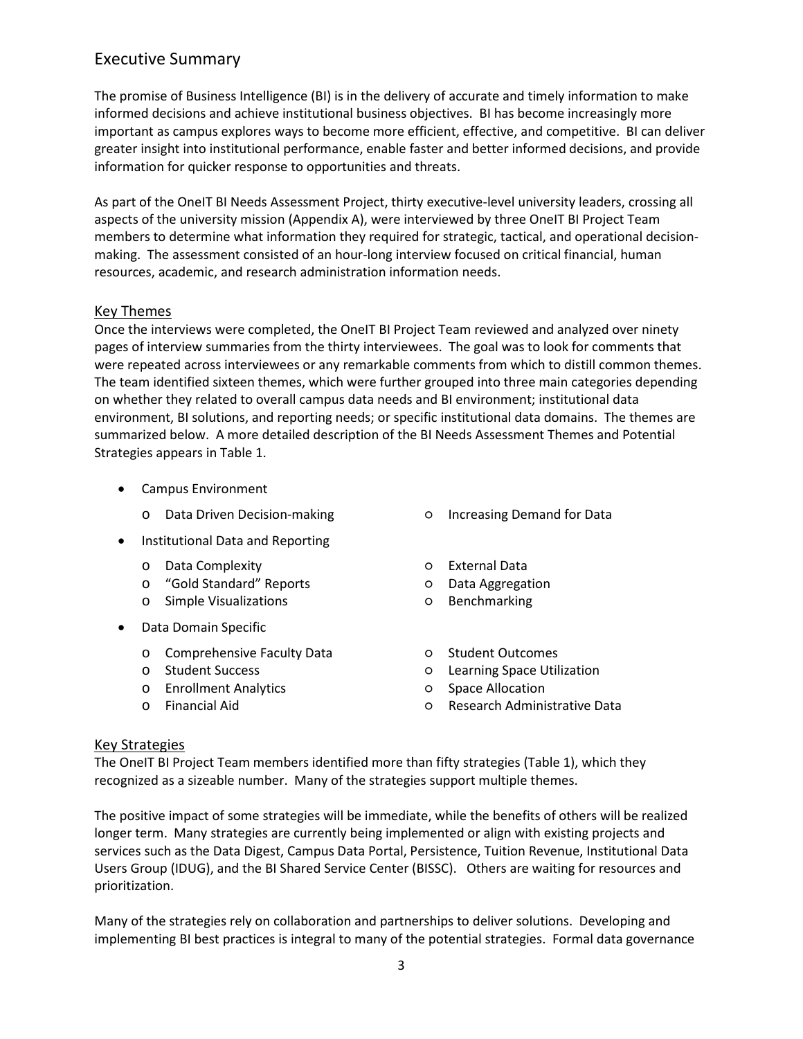## Executive Summary

The promise of Business Intelligence (BI) is in the delivery of accurate and timely information to make informed decisions and achieve institutional business objectives. BI has become increasingly more important as campus explores ways to become more efficient, effective, and competitive. BI can deliver greater insight into institutional performance, enable faster and better informed decisions, and provide information for quicker response to opportunities and threats.

As part of the OneIT BI Needs Assessment Project, thirty executive-level university leaders, crossing all aspects of the university mission (Appendix A), were interviewed by three OneIT BI Project Team members to determine what information they required for strategic, tactical, and operational decision-making. The assessment consisted of an hour-long interview focused on critical financial, human resources, academic, and research administration information needs.

### Key Themes

Once the interviews were completed, the OneIT BI Project Team reviewed and analyzed over ninety pages of interview summaries from the thirty interviewees. The goal was to look for comments that were repeated across interviewees or any remarkable comments from which to distill common themes. The team identified sixteen themes, which were further grouped into three main categories depending on whether they related to overall campus data needs and BI environment; institutional data environment, BI solutions, and reporting needs; or specific institutional data domains. The themes are summarized below. A more detailed description of the BI Needs Assessment Themes and Potential Strategies appears in Table 1.

- Campus Environment
  - Data Driven Decision-making
  - Increasing Demand for Data
- Institutional Data and Reporting
  - Data Complexity
  - "Gold Standard" Reports
  - Simple Visualizations
  - External Data
  - Data Aggregation
  - Benchmarking
- Data Domain Specific
  - Comprehensive Faculty Data
  - Student Success
  - Enrollment Analytics
  - Financial Aid
  - Student Outcomes
  - Learning Space Utilization
  - Space Allocation
  - Research Administrative Data

### Key Strategies

The OneIT BI Project Team members identified more than fifty strategies (Table 1), which they recognized as a sizeable number. Many of the strategies support multiple themes.

The positive impact of some strategies will be immediate, while the benefits of others will be realized longer term. Many strategies are currently being implemented or align with existing projects and services such as the Data Digest, Campus Data Portal, Persistence, Tuition Revenue, Institutional Data Users Group (IDUG), and the BI Shared Service Center (BISSC). Others are waiting for resources and prioritization.

Many of the strategies rely on collaboration and partnerships to deliver solutions. Developing and implementing BI best practices is integral to many of the potential strategies. Formal data governance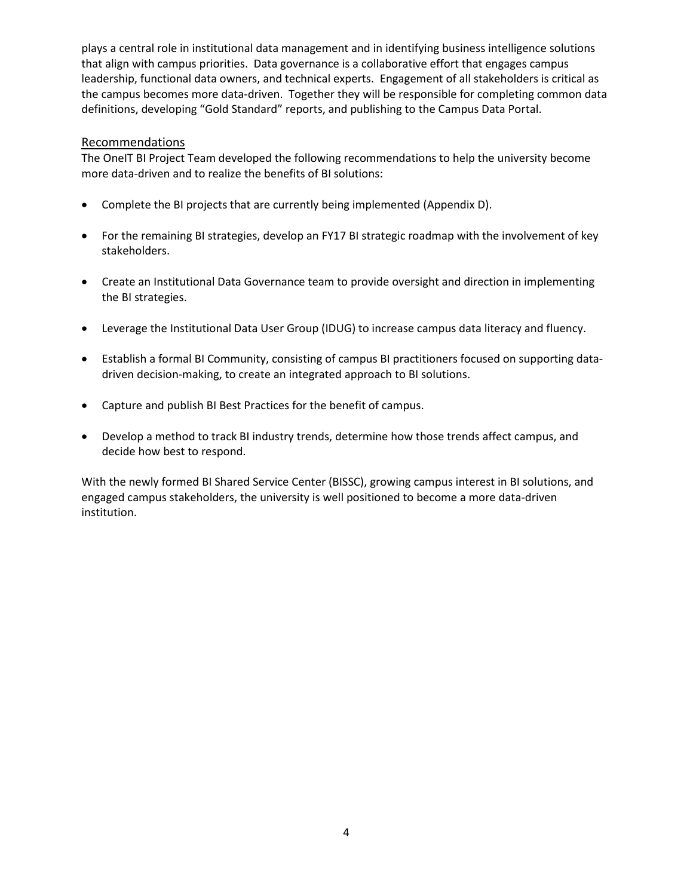plays a central role in institutional data management and in identifying business intelligence solutions that align with campus priorities. Data governance is a collaborative effort that engages campus leadership, functional data owners, and technical experts. Engagement of all stakeholders is critical as the campus becomes more data-driven. Together they will be responsible for completing common data definitions, developing "Gold Standard" reports, and publishing to the Campus Data Portal.

## Recommendations

The OneIT BI Project Team developed the following recommendations to help the university become more data-driven and to realize the benefits of BI solutions:

- Complete the BI projects that are currently being implemented (Appendix D).
- For the remaining BI strategies, develop an FY17 BI strategic roadmap with the involvement of key stakeholders.
- Create an Institutional Data Governance team to provide oversight and direction in implementing the BI strategies.
- Leverage the Institutional Data User Group (IDUG) to increase campus data literacy and fluency.
- Establish a formal BI Community, consisting of campus BI practitioners focused on supporting data-driven decision-making, to create an integrated approach to BI solutions.
- Capture and publish BI Best Practices for the benefit of campus.
- Develop a method to track BI industry trends, determine how those trends affect campus, and decide how best to respond.

With the newly formed BI Shared Service Center (BISSC), growing campus interest in BI solutions, and engaged campus stakeholders, the university is well positioned to become a more data-driven institution.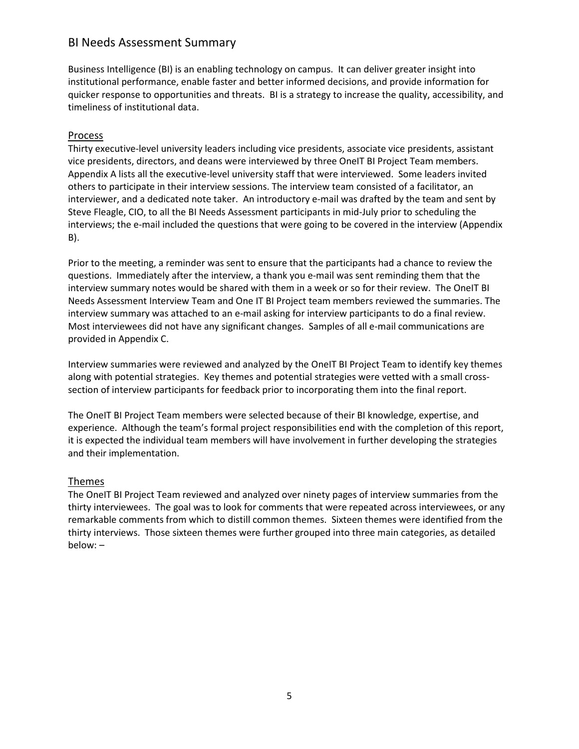# BI Needs Assessment Summary

Business Intelligence (BI) is an enabling technology on campus. It can deliver greater insight into institutional performance, enable faster and better informed decisions, and provide information for quicker response to opportunities and threats. BI is a strategy to increase the quality, accessibility, and timeliness of institutional data.

## Process

Thirty executive-level university leaders including vice presidents, associate vice presidents, assistant vice presidents, directors, and deans were interviewed by three OneIT BI Project Team members. Appendix A lists all the executive-level university staff that were interviewed. Some leaders invited others to participate in their interview sessions. The interview team consisted of a facilitator, an interviewer, and a dedicated note taker. An introductory e-mail was drafted by the team and sent by Steve Fleagle, CIO, to all the BI Needs Assessment participants in mid-July prior to scheduling the interviews; the e-mail included the questions that were going to be covered in the interview (Appendix B).

Prior to the meeting, a reminder was sent to ensure that the participants had a chance to review the questions. Immediately after the interview, a thank you e-mail was sent reminding them that the interview summary notes would be shared with them in a week or so for their review. The OneIT BI Needs Assessment Interview Team and One IT BI Project team members reviewed the summaries. The interview summary was attached to an e-mail asking for interview participants to do a final review. Most interviewees did not have any significant changes. Samples of all e-mail communications are provided in Appendix C.

Interview summaries were reviewed and analyzed by the OneIT BI Project Team to identify key themes along with potential strategies. Key themes and potential strategies were vetted with a small cross-section of interview participants for feedback prior to incorporating them into the final report.

The OneIT BI Project Team members were selected because of their BI knowledge, expertise, and experience. Although the team's formal project responsibilities end with the completion of this report, it is expected the individual team members will have involvement in further developing the strategies and their implementation.

## Themes

The OneIT BI Project Team reviewed and analyzed over ninety pages of interview summaries from the thirty interviewees. The goal was to look for comments that were repeated across interviewees, or any remarkable comments from which to distill common themes. Sixteen themes were identified from the thirty interviews. Those sixteen themes were further grouped into three main categories, as detailed below: –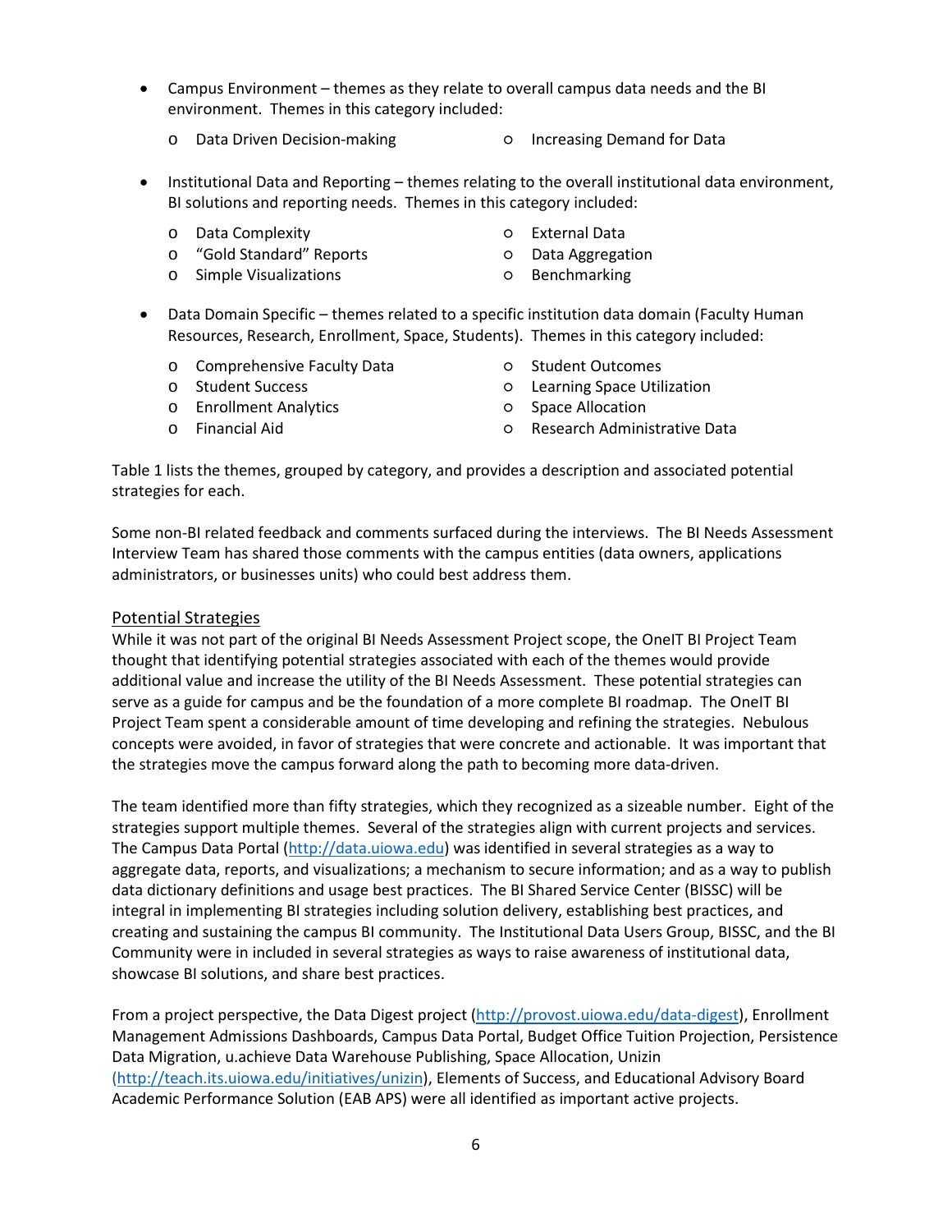- Campus Environment – themes as they relate to overall campus data needs and the BI environment. Themes in this category included:
    - Data Driven Decision-making
    - Increasing Demand for Data
- Institutional Data and Reporting – themes relating to the overall institutional data environment, BI solutions and reporting needs. Themes in this category included:
    - Data Complexity
    - "Gold Standard" Reports
    - Simple Visualizations
    - External Data
    - Data Aggregation
    - Benchmarking
- Data Domain Specific – themes related to a specific institution data domain (Faculty Human Resources, Research, Enrollment, Space, Students). Themes in this category included:
    - Comprehensive Faculty Data
    - Student Success
    - Enrollment Analytics
    - Financial Aid
    - Student Outcomes
    - Learning Space Utilization
    - Space Allocation
    - Research Administrative Data

Table 1 lists the themes, grouped by category, and provides a description and associated potential strategies for each.

Some non-BI related feedback and comments surfaced during the interviews. The BI Needs Assessment Interview Team has shared those comments with the campus entities (data owners, applications administrators, or businesses units) who could best address them.

## Potential Strategies

While it was not part of the original BI Needs Assessment Project scope, the OneIT BI Project Team thought that identifying potential strategies associated with each of the themes would provide additional value and increase the utility of the BI Needs Assessment. These potential strategies can serve as a guide for campus and be the foundation of a more complete BI roadmap. The OneIT BI Project Team spent a considerable amount of time developing and refining the strategies. Nebulous concepts were avoided, in favor of strategies that were concrete and actionable. It was important that the strategies move the campus forward along the path to becoming more data-driven.

The team identified more than fifty strategies, which they recognized as a sizeable number. Eight of the strategies support multiple themes. Several of the strategies align with current projects and services. The Campus Data Portal (http://data.uiowa.edu) was identified in several strategies as a way to aggregate data, reports, and visualizations; a mechanism to secure information; and as a way to publish data dictionary definitions and usage best practices. The BI Shared Service Center (BISSC) will be integral in implementing BI strategies including solution delivery, establishing best practices, and creating and sustaining the campus BI community. The Institutional Data Users Group, BISSC, and the BI Community were in included in several strategies as ways to raise awareness of institutional data, showcase BI solutions, and share best practices.

From a project perspective, the Data Digest project (http://provost.uiowa.edu/data-digest), Enrollment Management Admissions Dashboards, Campus Data Portal, Budget Office Tuition Projection, Persistence Data Migration, u.achieve Data Warehouse Publishing, Space Allocation, Unizin (http://teach.its.uiowa.edu/initiatives/unizin), Elements of Success, and Educational Advisory Board Academic Performance Solution (EAB APS) were all identified as important active projects.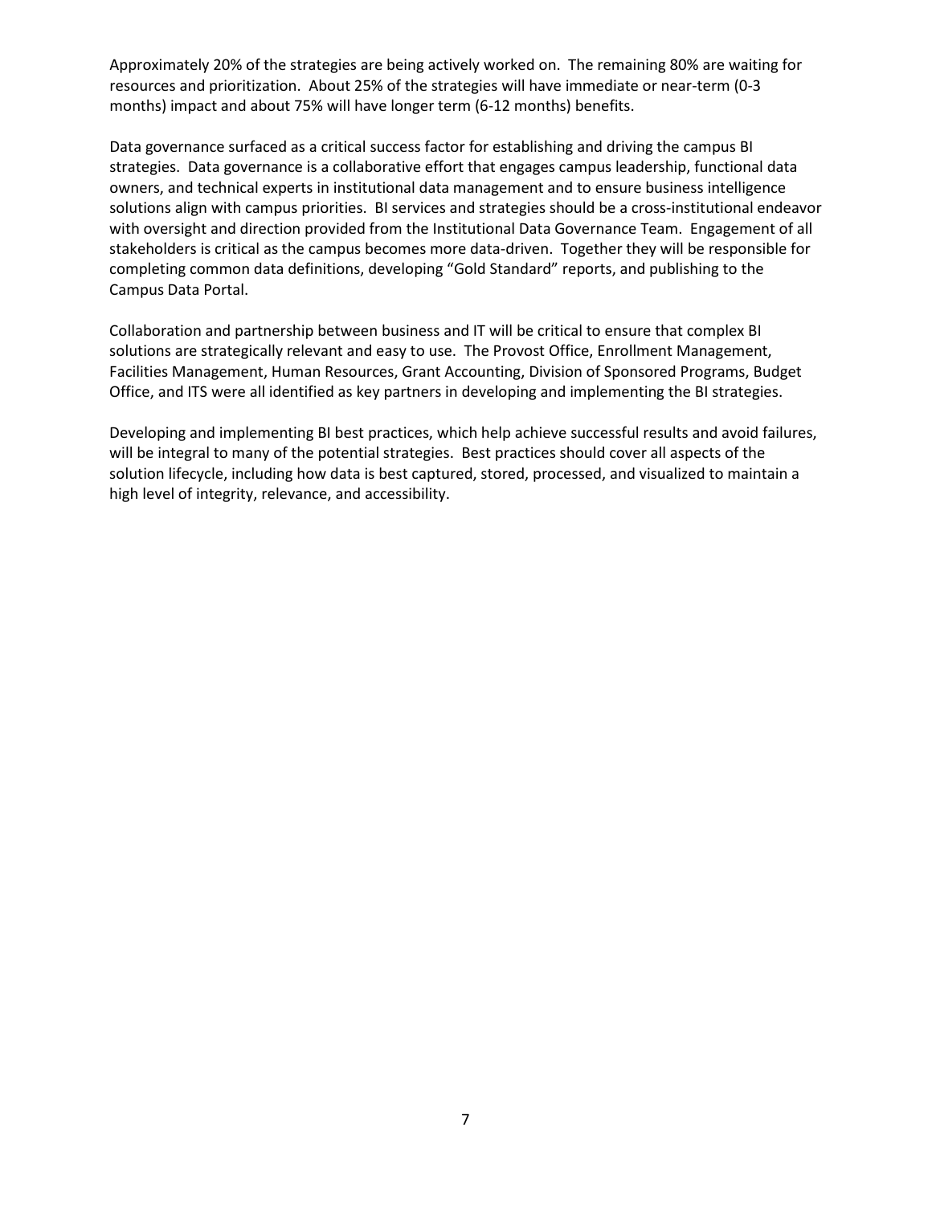Approximately 20% of the strategies are being actively worked on. The remaining 80% are waiting for resources and prioritization. About 25% of the strategies will have immediate or near-term (0-3 months) impact and about 75% will have longer term (6-12 months) benefits.

Data governance surfaced as a critical success factor for establishing and driving the campus BI strategies. Data governance is a collaborative effort that engages campus leadership, functional data owners, and technical experts in institutional data management and to ensure business intelligence solutions align with campus priorities. BI services and strategies should be a cross-institutional endeavor with oversight and direction provided from the Institutional Data Governance Team. Engagement of all stakeholders is critical as the campus becomes more data-driven. Together they will be responsible for completing common data definitions, developing "Gold Standard" reports, and publishing to the Campus Data Portal.

Collaboration and partnership between business and IT will be critical to ensure that complex BI solutions are strategically relevant and easy to use. The Provost Office, Enrollment Management, Facilities Management, Human Resources, Grant Accounting, Division of Sponsored Programs, Budget Office, and ITS were all identified as key partners in developing and implementing the BI strategies.

Developing and implementing BI best practices, which help achieve successful results and avoid failures, will be integral to many of the potential strategies. Best practices should cover all aspects of the solution lifecycle, including how data is best captured, stored, processed, and visualized to maintain a high level of integrity, relevance, and accessibility.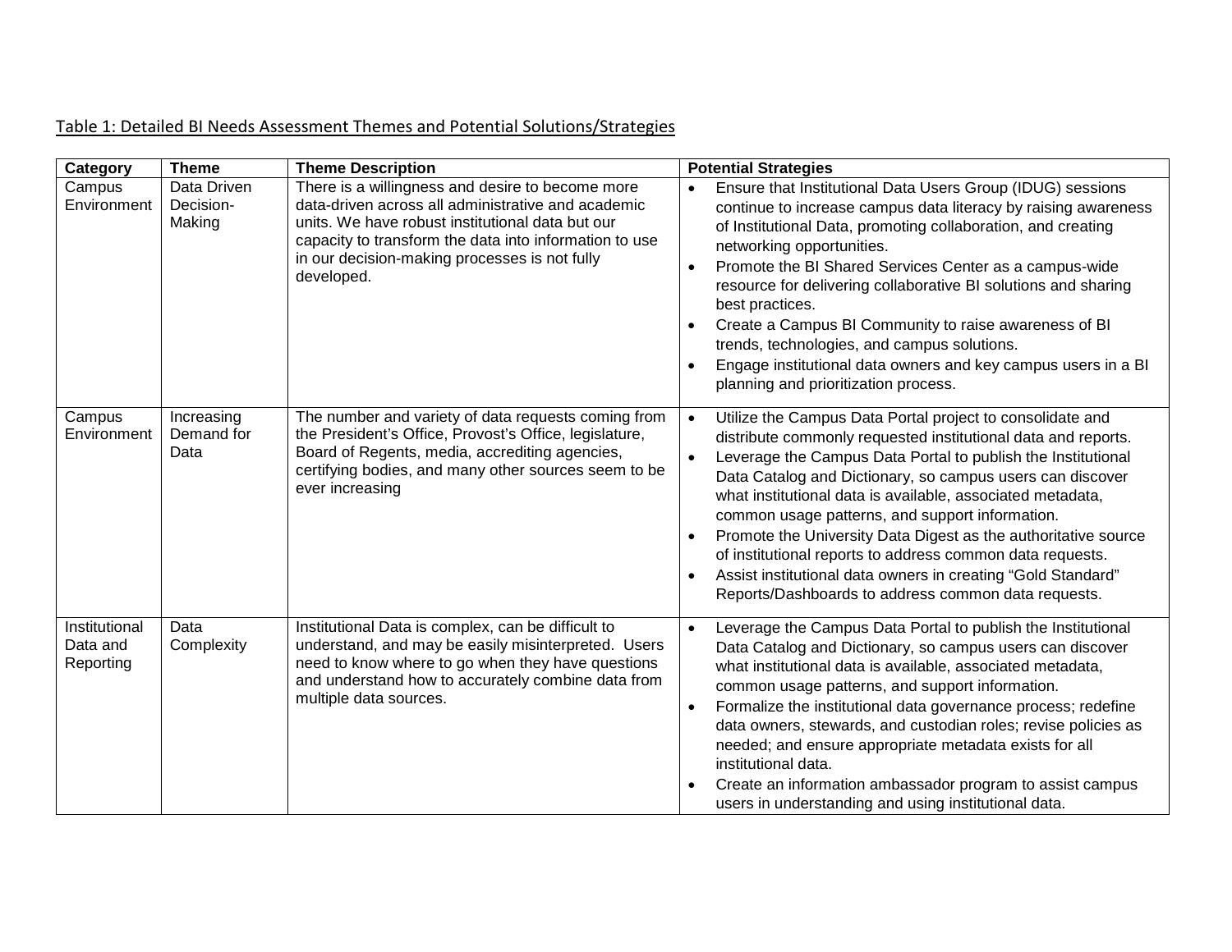Table 1: Detailed BI Needs Assessment Themes and Potential Solutions/Strategies

| Category | Theme | Theme Description | Potential Strategies |
|---|---|---|---|
| Campus Environment | Data Driven Decision-Making | There is a willingness and desire to become more data-driven across all administrative and academic units. We have robust institutional data but our capacity to transform the data into information to use in our decision-making processes is not fully developed. | • Ensure that Institutional Data Users Group (IDUG) sessions continue to increase campus data literacy by raising awareness of Institutional Data, promoting collaboration, and creating networking opportunities.<br>• Promote the BI Shared Services Center as a campus-wide resource for delivering collaborative BI solutions and sharing best practices.<br>• Create a Campus BI Community to raise awareness of BI trends, technologies, and campus solutions.<br>• Engage institutional data owners and key campus users in a BI planning and prioritization process. |
| Campus Environment | Increasing Demand for Data | The number and variety of data requests coming from the President's Office, Provost's Office, legislature, Board of Regents, media, accrediting agencies, certifying bodies, and many other sources seem to be ever increasing | • Utilize the Campus Data Portal project to consolidate and distribute commonly requested institutional data and reports.<br>• Leverage the Campus Data Portal to publish the Institutional Data Catalog and Dictionary, so campus users can discover what institutional data is available, associated metadata, common usage patterns, and support information.<br>• Promote the University Data Digest as the authoritative source of institutional reports to address common data requests.<br>• Assist institutional data owners in creating "Gold Standard" Reports/Dashboards to address common data requests. |
| Institutional Data and Reporting | Data Complexity | Institutional Data is complex, can be difficult to understand, and may be easily misinterpreted. Users need to know where to go when they have questions and understand how to accurately combine data from multiple data sources. | • Leverage the Campus Data Portal to publish the Institutional Data Catalog and Dictionary, so campus users can discover what institutional data is available, associated metadata, common usage patterns, and support information.<br>• Formalize the institutional data governance process; redefine data owners, stewards, and custodian roles; revise policies as needed; and ensure appropriate metadata exists for all institutional data.<br>• Create an information ambassador program to assist campus users in understanding and using institutional data. |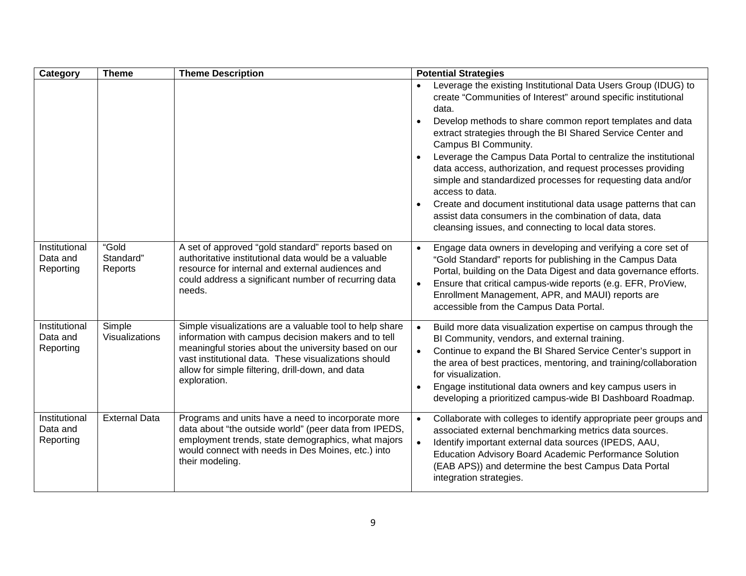| Category | Theme | Theme Description | Potential Strategies |
|---|---|---|---|
| | | | • Leverage the existing Institutional Data Users Group (IDUG) to create "Communities of Interest" around specific institutional data.<br>• Develop methods to share common report templates and data extract strategies through the BI Shared Service Center and Campus BI Community.<br>• Leverage the Campus Data Portal to centralize the institutional data access, authorization, and request processes providing simple and standardized processes for requesting data and/or access to data.<br>• Create and document institutional data usage patterns that can assist data consumers in the combination of data, data cleansing issues, and connecting to local data stores. |
| Institutional Data and Reporting | "Gold Standard" Reports | A set of approved "gold standard" reports based on authoritative institutional data would be a valuable resource for internal and external audiences and could address a significant number of recurring data needs. | • Engage data owners in developing and verifying a core set of "Gold Standard" reports for publishing in the Campus Data Portal, building on the Data Digest and data governance efforts.<br>• Ensure that critical campus-wide reports (e.g. EFR, ProView, Enrollment Management, APR, and MAUI) reports are accessible from the Campus Data Portal. |
| Institutional Data and Reporting | Simple Visualizations | Simple visualizations are a valuable tool to help share information with campus decision makers and to tell meaningful stories about the university based on our vast institutional data. These visualizations should allow for simple filtering, drill-down, and data exploration. | • Build more data visualization expertise on campus through the BI Community, vendors, and external training.<br>• Continue to expand the BI Shared Service Center's support in the area of best practices, mentoring, and training/collaboration for visualization.<br>• Engage institutional data owners and key campus users in developing a prioritized campus-wide BI Dashboard Roadmap. |
| Institutional Data and Reporting | External Data | Programs and units have a need to incorporate more data about "the outside world" (peer data from IPEDS, employment trends, state demographics, what majors would connect with needs in Des Moines, etc.) into their modeling. | • Collaborate with colleges to identify appropriate peer groups and associated external benchmarking metrics data sources.<br>• Identify important external data sources (IPEDS, AAU, Education Advisory Board Academic Performance Solution (EAB APS)) and determine the best Campus Data Portal integration strategies. |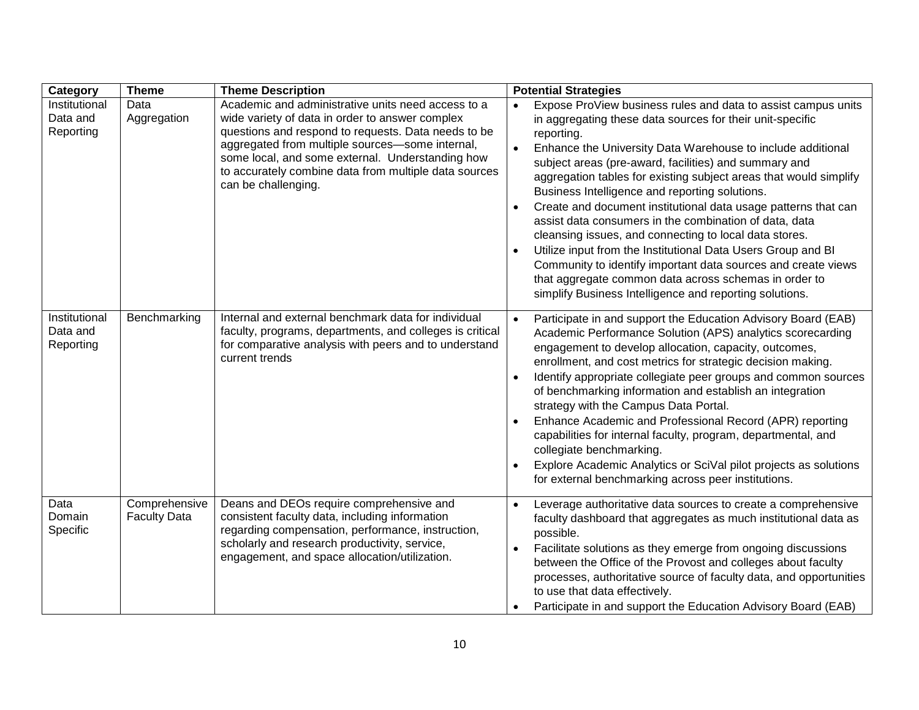| Category | Theme | Theme Description | Potential Strategies |
|---|---|---|---|
| Institutional Data and Reporting | Data Aggregation | Academic and administrative units need access to a wide variety of data in order to answer complex questions and respond to requests. Data needs to be aggregated from multiple sources—some internal, some local, and some external. Understanding how to accurately combine data from multiple data sources can be challenging. | • Expose ProView business rules and data to assist campus units in aggregating these data sources for their unit-specific reporting.<br>• Enhance the University Data Warehouse to include additional subject areas (pre-award, facilities) and summary and aggregation tables for existing subject areas that would simplify Business Intelligence and reporting solutions.<br>• Create and document institutional data usage patterns that can assist data consumers in the combination of data, data cleansing issues, and connecting to local data stores.<br>• Utilize input from the Institutional Data Users Group and BI Community to identify important data sources and create views that aggregate common data across schemas in order to simplify Business Intelligence and reporting solutions. |
| Institutional Data and Reporting | Benchmarking | Internal and external benchmark data for individual faculty, programs, departments, and colleges is critical for comparative analysis with peers and to understand current trends | • Participate in and support the Education Advisory Board (EAB) Academic Performance Solution (APS) analytics scorecarding engagement to develop allocation, capacity, outcomes, enrollment, and cost metrics for strategic decision making.<br>• Identify appropriate collegiate peer groups and common sources of benchmarking information and establish an integration strategy with the Campus Data Portal.<br>• Enhance Academic and Professional Record (APR) reporting capabilities for internal faculty, program, departmental, and collegiate benchmarking.<br>• Explore Academic Analytics or SciVal pilot projects as solutions for external benchmarking across peer institutions. |
| Data Domain Specific | Comprehensive Faculty Data | Deans and DEOs require comprehensive and consistent faculty data, including information regarding compensation, performance, instruction, scholarly and research productivity, service, engagement, and space allocation/utilization. | • Leverage authoritative data sources to create a comprehensive faculty dashboard that aggregates as much institutional data as possible.<br>• Facilitate solutions as they emerge from ongoing discussions between the Office of the Provost and colleges about faculty processes, authoritative source of faculty data, and opportunities to use that data effectively.<br>• Participate in and support the Education Advisory Board (EAB) |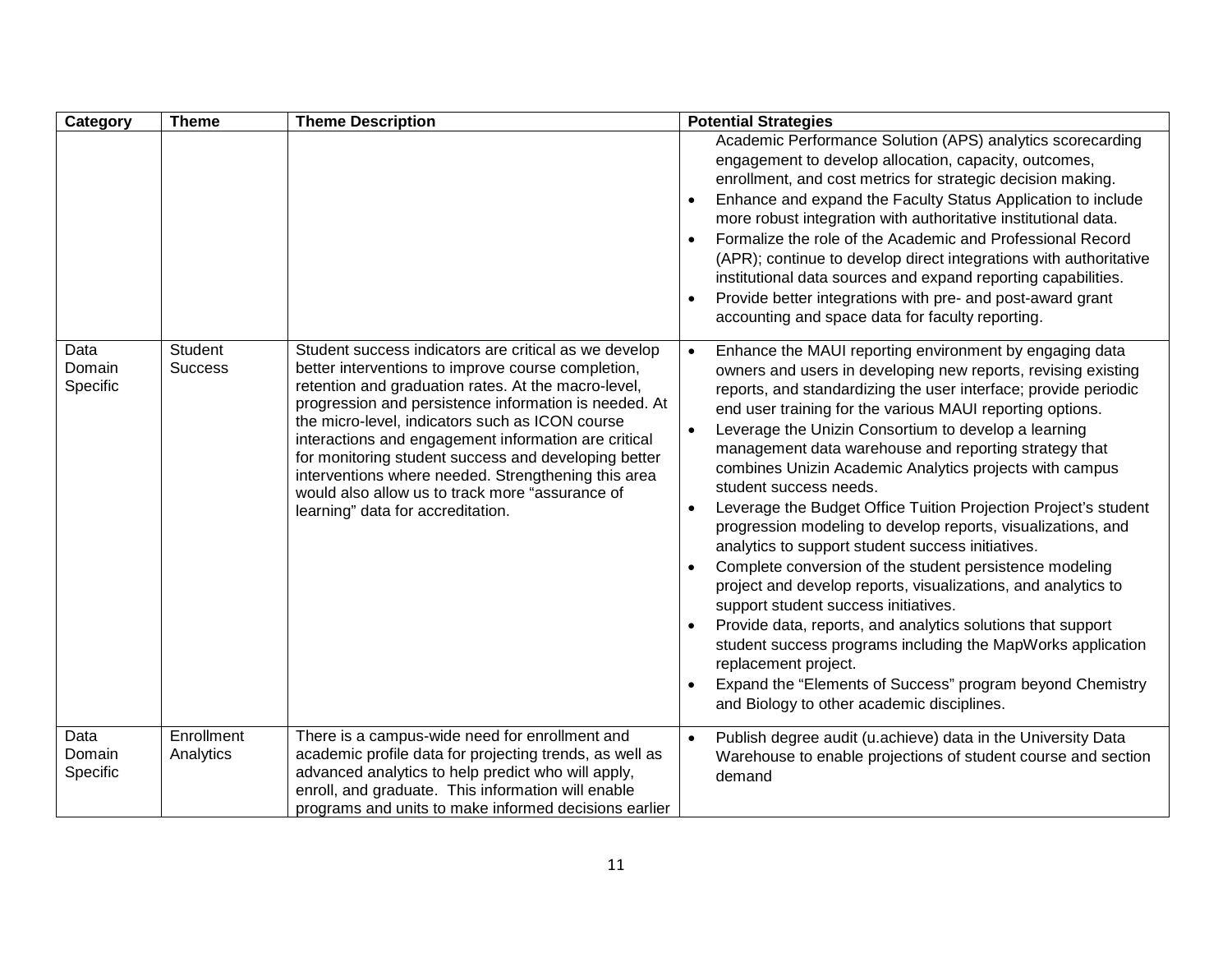| Category | Theme | Theme Description | Potential Strategies |
|---|---|---|---|
| | | | Academic Performance Solution (APS) analytics scorecarding engagement to develop allocation, capacity, outcomes, enrollment, and cost metrics for strategic decision making.<br>• Enhance and expand the Faculty Status Application to include more robust integration with authoritative institutional data.<br>• Formalize the role of the Academic and Professional Record (APR); continue to develop direct integrations with authoritative institutional data sources and expand reporting capabilities.<br>• Provide better integrations with pre- and post-award grant accounting and space data for faculty reporting. |
| Data Domain Specific | Student Success | Student success indicators are critical as we develop better interventions to improve course completion, retention and graduation rates. At the macro-level, progression and persistence information is needed. At the micro-level, indicators such as ICON course interactions and engagement information are critical for monitoring student success and developing better interventions where needed. Strengthening this area would also allow us to track more "assurance of learning" data for accreditation. | • Enhance the MAUI reporting environment by engaging data owners and users in developing new reports, revising existing reports, and standardizing the user interface; provide periodic end user training for the various MAUI reporting options.<br>• Leverage the Unizin Consortium to develop a learning management data warehouse and reporting strategy that combines Unizin Academic Analytics projects with campus student success needs.<br>• Leverage the Budget Office Tuition Projection Project's student progression modeling to develop reports, visualizations, and analytics to support student success initiatives.<br>• Complete conversion of the student persistence modeling project and develop reports, visualizations, and analytics to support student success initiatives.<br>• Provide data, reports, and analytics solutions that support student success programs including the MapWorks application replacement project.<br>• Expand the "Elements of Success" program beyond Chemistry and Biology to other academic disciplines. |
| Data Domain Specific | Enrollment Analytics | There is a campus-wide need for enrollment and academic profile data for projecting trends, as well as advanced analytics to help predict who will apply, enroll, and graduate. This information will enable programs and units to make informed decisions earlier | • Publish degree audit (u.achieve) data in the University Data Warehouse to enable projections of student course and section demand |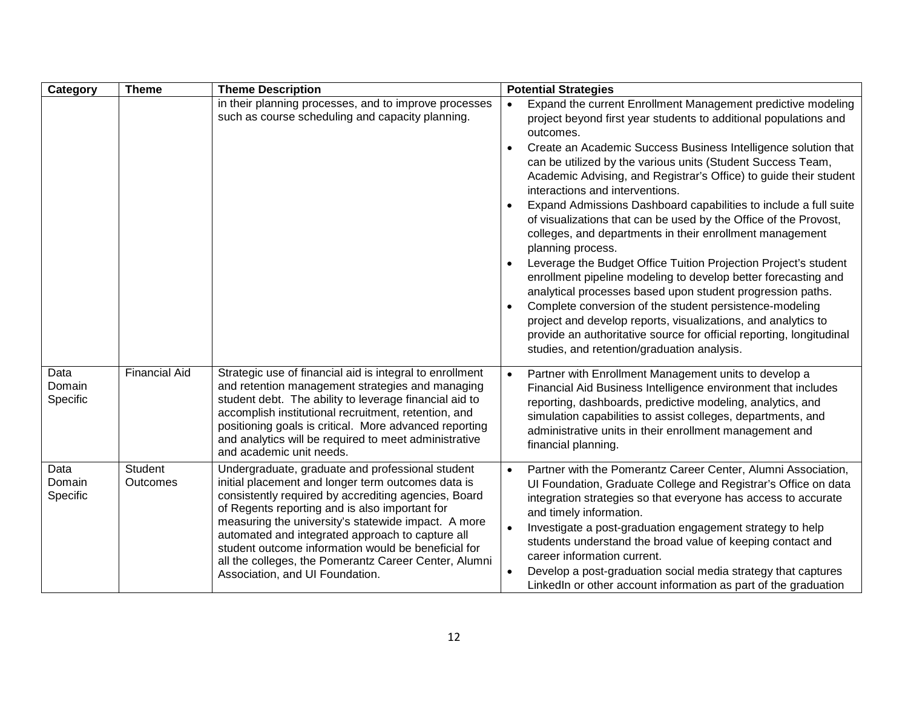| Category | Theme | Theme Description | Potential Strategies |
|---|---|---|---|
| | | in their planning processes, and to improve processes such as course scheduling and capacity planning. | • Expand the current Enrollment Management predictive modeling project beyond first year students to additional populations and outcomes.<br>• Create an Academic Success Business Intelligence solution that can be utilized by the various units (Student Success Team, Academic Advising, and Registrar's Office) to guide their student interactions and interventions.<br>• Expand Admissions Dashboard capabilities to include a full suite of visualizations that can be used by the Office of the Provost, colleges, and departments in their enrollment management planning process.<br>• Leverage the Budget Office Tuition Projection Project's student enrollment pipeline modeling to develop better forecasting and analytical processes based upon student progression paths.<br>• Complete conversion of the student persistence-modeling project and develop reports, visualizations, and analytics to provide an authoritative source for official reporting, longitudinal studies, and retention/graduation analysis. |
| Data Domain Specific | Financial Aid | Strategic use of financial aid is integral to enrollment and retention management strategies and managing student debt. The ability to leverage financial aid to accomplish institutional recruitment, retention, and positioning goals is critical. More advanced reporting and analytics will be required to meet administrative and academic unit needs. | • Partner with Enrollment Management units to develop a Financial Aid Business Intelligence environment that includes reporting, dashboards, predictive modeling, analytics, and simulation capabilities to assist colleges, departments, and administrative units in their enrollment management and financial planning. |
| Data Domain Specific | Student Outcomes | Undergraduate, graduate and professional student initial placement and longer term outcomes data is consistently required by accrediting agencies, Board of Regents reporting and is also important for measuring the university's statewide impact. A more automated and integrated approach to capture all student outcome information would be beneficial for all the colleges, the Pomerantz Career Center, Alumni Association, and UI Foundation. | • Partner with the Pomerantz Career Center, Alumni Association, UI Foundation, Graduate College and Registrar's Office on data integration strategies so that everyone has access to accurate and timely information.<br>• Investigate a post-graduation engagement strategy to help students understand the broad value of keeping contact and career information current.<br>• Develop a post-graduation social media strategy that captures LinkedIn or other account information as part of the graduation |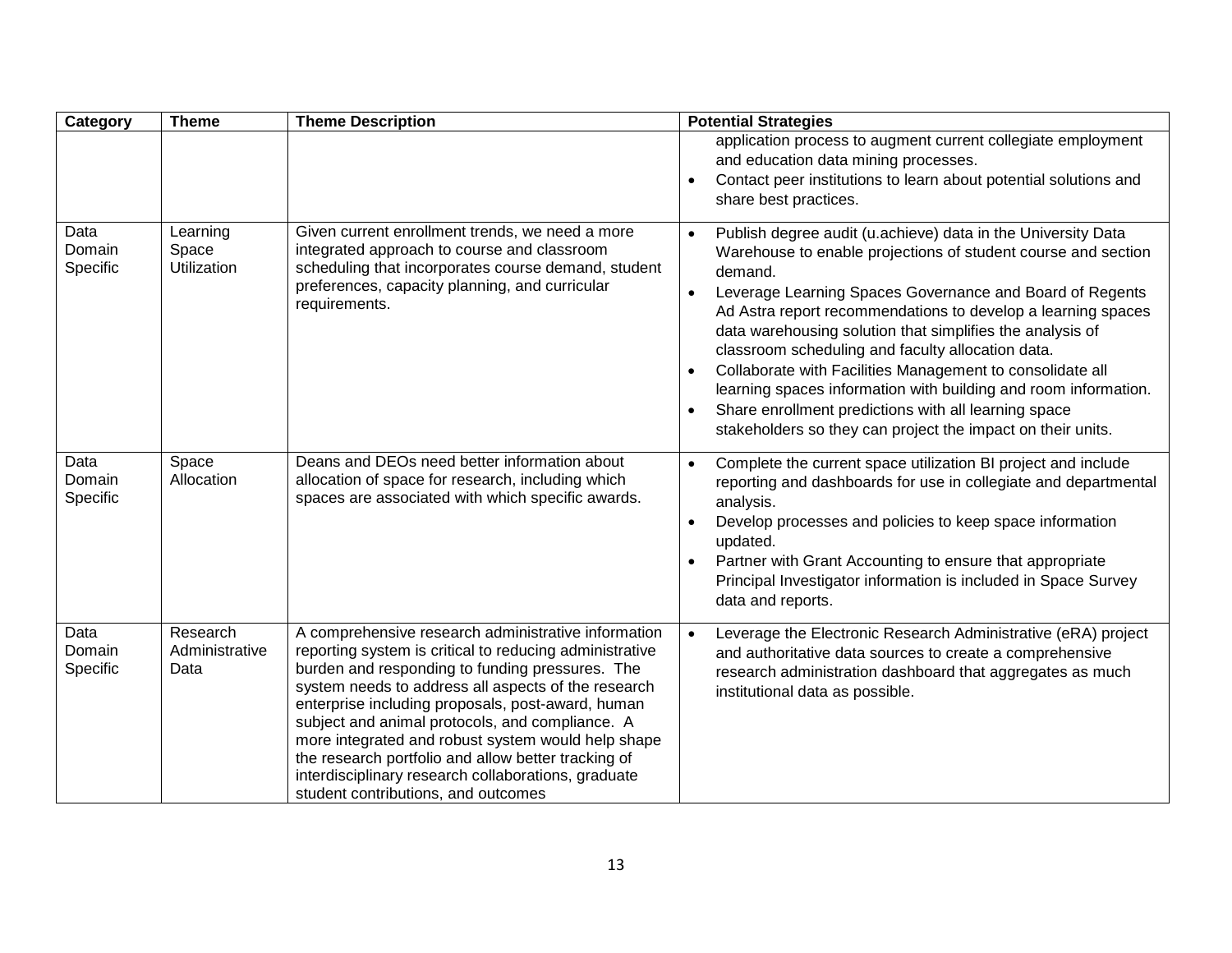| Category | Theme | Theme Description | Potential Strategies |
|---|---|---|---|
| | | | application process to augment current collegiate employment and education data mining processes.<br>• Contact peer institutions to learn about potential solutions and share best practices. |
| Data Domain Specific | Learning Space Utilization | Given current enrollment trends, we need a more integrated approach to course and classroom scheduling that incorporates course demand, student preferences, capacity planning, and curricular requirements. | • Publish degree audit (u.achieve) data in the University Data Warehouse to enable projections of student course and section demand.<br>• Leverage Learning Spaces Governance and Board of Regents Ad Astra report recommendations to develop a learning spaces data warehousing solution that simplifies the analysis of classroom scheduling and faculty allocation data.<br>• Collaborate with Facilities Management to consolidate all learning spaces information with building and room information.<br>• Share enrollment predictions with all learning space stakeholders so they can project the impact on their units. |
| Data Domain Specific | Space Allocation | Deans and DEOs need better information about allocation of space for research, including which spaces are associated with which specific awards. | • Complete the current space utilization BI project and include reporting and dashboards for use in collegiate and departmental analysis.<br>• Develop processes and policies to keep space information updated.<br>• Partner with Grant Accounting to ensure that appropriate Principal Investigator information is included in Space Survey data and reports. |
| Data Domain Specific | Research Administrative Data | A comprehensive research administrative information reporting system is critical to reducing administrative burden and responding to funding pressures. The system needs to address all aspects of the research enterprise including proposals, post-award, human subject and animal protocols, and compliance. A more integrated and robust system would help shape the research portfolio and allow better tracking of interdisciplinary research collaborations, graduate student contributions, and outcomes | • Leverage the Electronic Research Administrative (eRA) project and authoritative data sources to create a comprehensive research administration dashboard that aggregates as much institutional data as possible. |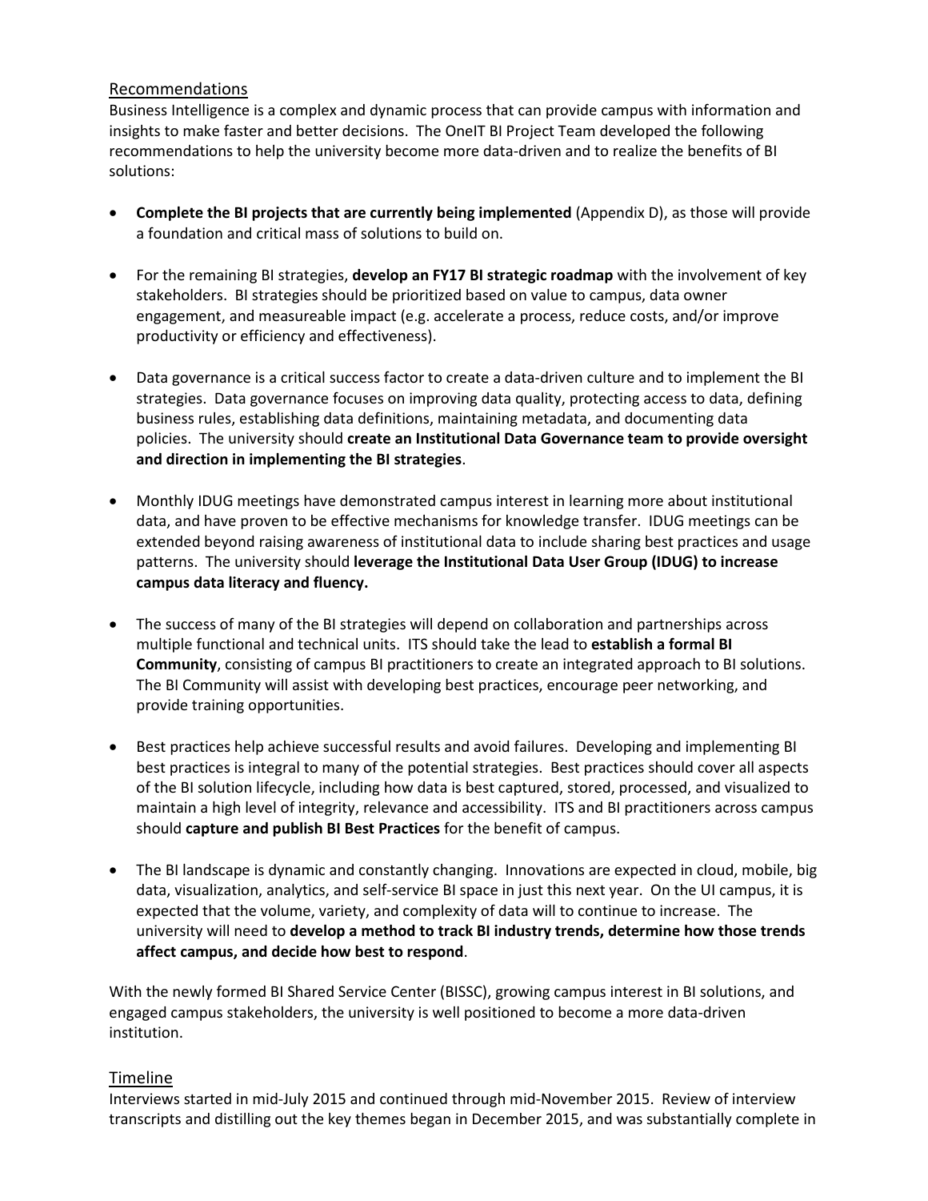## Recommendations

Business Intelligence is a complex and dynamic process that can provide campus with information and insights to make faster and better decisions. The OneIT BI Project Team developed the following recommendations to help the university become more data-driven and to realize the benefits of BI solutions:

- **Complete the BI projects that are currently being implemented** (Appendix D), as those will provide a foundation and critical mass of solutions to build on.

- For the remaining BI strategies, **develop an FY17 BI strategic roadmap** with the involvement of key stakeholders. BI strategies should be prioritized based on value to campus, data owner engagement, and measureable impact (e.g. accelerate a process, reduce costs, and/or improve productivity or efficiency and effectiveness).

- Data governance is a critical success factor to create a data-driven culture and to implement the BI strategies. Data governance focuses on improving data quality, protecting access to data, defining business rules, establishing data definitions, maintaining metadata, and documenting data policies. The university should **create an Institutional Data Governance team to provide oversight and direction in implementing the BI strategies**.

- Monthly IDUG meetings have demonstrated campus interest in learning more about institutional data, and have proven to be effective mechanisms for knowledge transfer. IDUG meetings can be extended beyond raising awareness of institutional data to include sharing best practices and usage patterns. The university should **leverage the Institutional Data User Group (IDUG) to increase campus data literacy and fluency.**

- The success of many of the BI strategies will depend on collaboration and partnerships across multiple functional and technical units. ITS should take the lead to **establish a formal BI Community**, consisting of campus BI practitioners to create an integrated approach to BI solutions. The BI Community will assist with developing best practices, encourage peer networking, and provide training opportunities.

- Best practices help achieve successful results and avoid failures. Developing and implementing BI best practices is integral to many of the potential strategies. Best practices should cover all aspects of the BI solution lifecycle, including how data is best captured, stored, processed, and visualized to maintain a high level of integrity, relevance and accessibility. ITS and BI practitioners across campus should **capture and publish BI Best Practices** for the benefit of campus.

- The BI landscape is dynamic and constantly changing. Innovations are expected in cloud, mobile, big data, visualization, analytics, and self-service BI space in just this next year. On the UI campus, it is expected that the volume, variety, and complexity of data will to continue to increase. The university will need to **develop a method to track BI industry trends, determine how those trends affect campus, and decide how best to respond**.

With the newly formed BI Shared Service Center (BISSC), growing campus interest in BI solutions, and engaged campus stakeholders, the university is well positioned to become a more data-driven institution.

## Timeline

Interviews started in mid-July 2015 and continued through mid-November 2015. Review of interview transcripts and distilling out the key themes began in December 2015, and was substantially complete in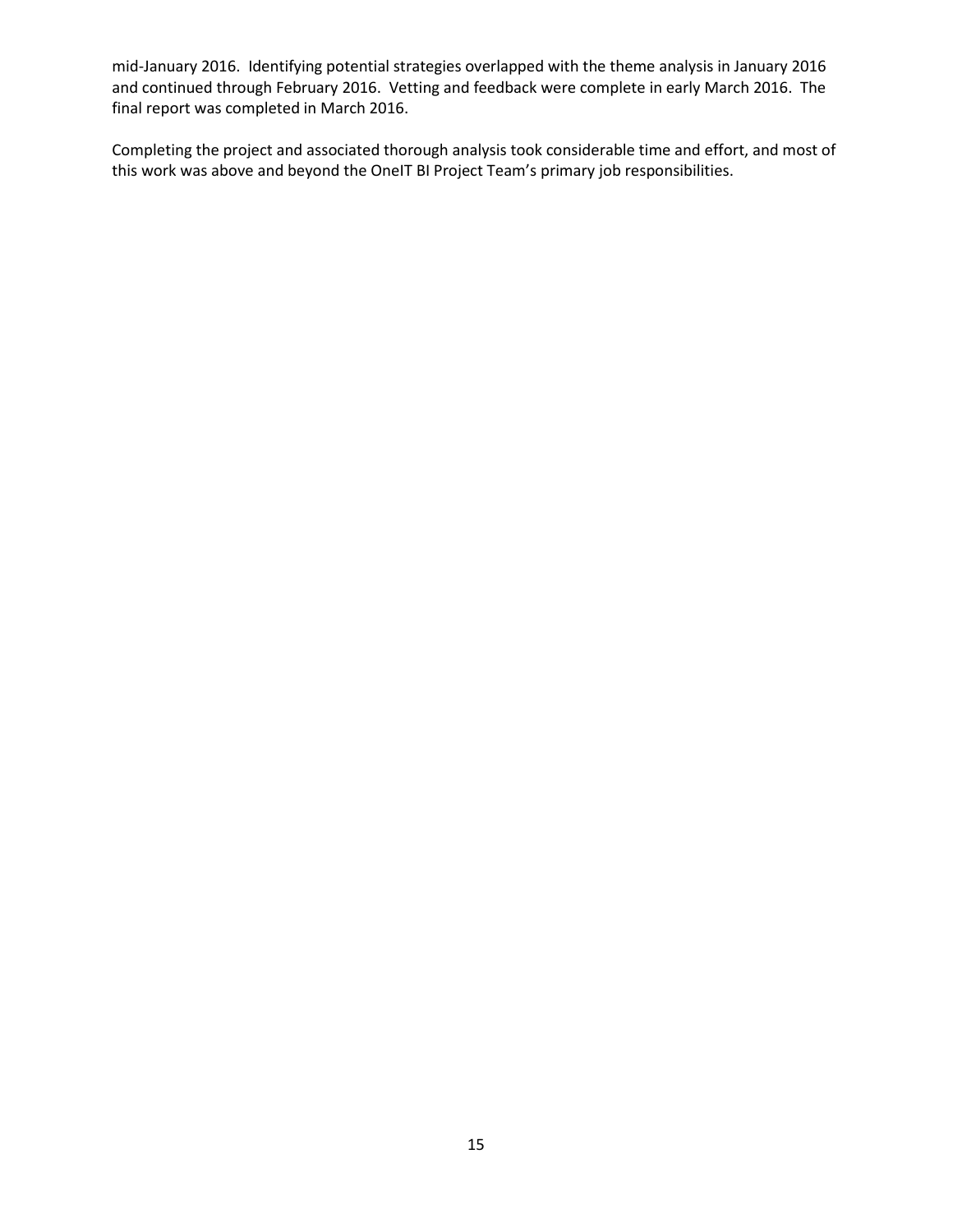mid-January 2016. Identifying potential strategies overlapped with the theme analysis in January 2016 and continued through February 2016. Vetting and feedback were complete in early March 2016. The final report was completed in March 2016.

Completing the project and associated thorough analysis took considerable time and effort, and most of this work was above and beyond the OneIT BI Project Team's primary job responsibilities.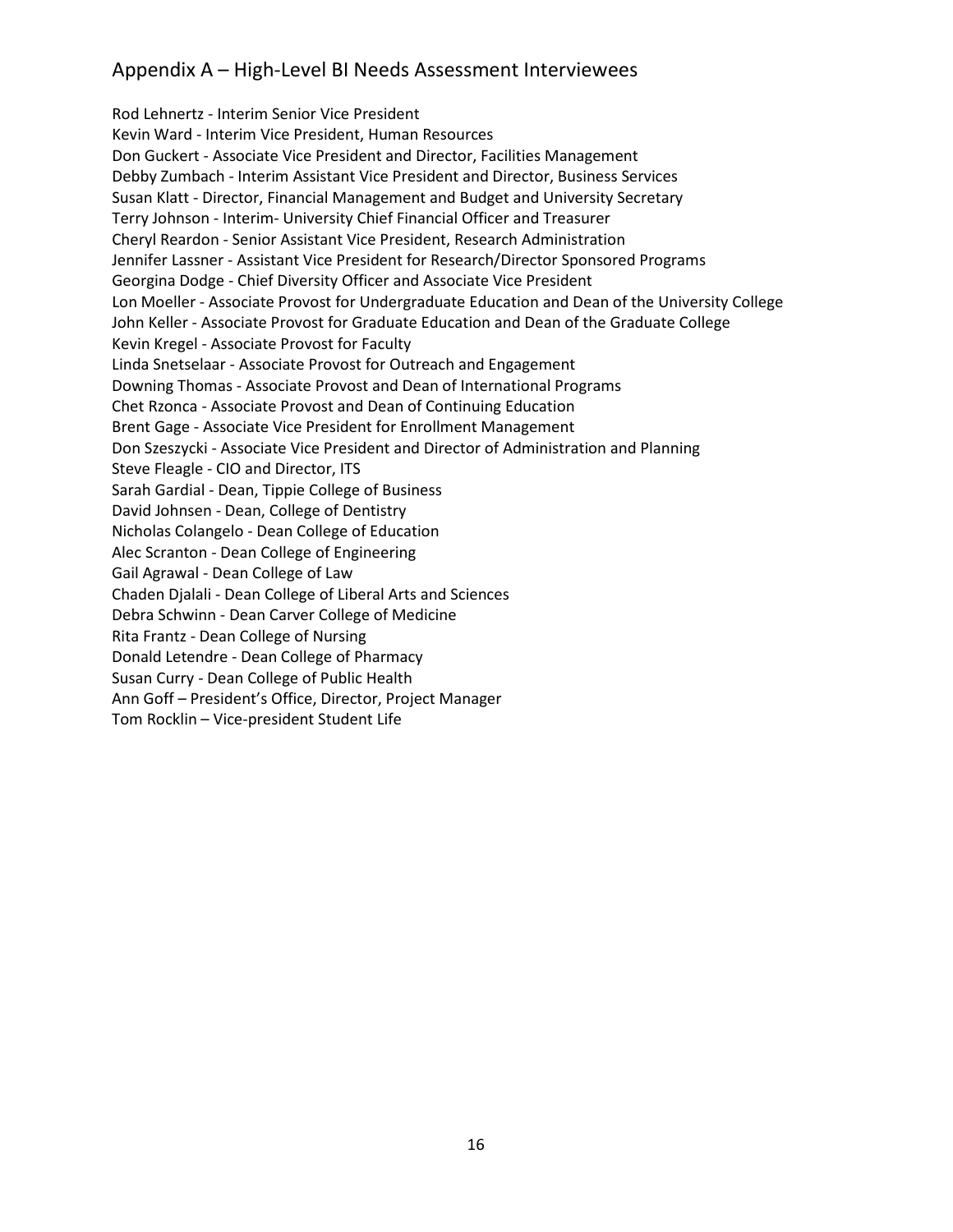## Appendix A – High-Level BI Needs Assessment Interviewees

Rod Lehnertz - Interim Senior Vice President
Kevin Ward - Interim Vice President, Human Resources
Don Guckert - Associate Vice President and Director, Facilities Management
Debby Zumbach - Interim Assistant Vice President and Director, Business Services
Susan Klatt - Director, Financial Management and Budget and University Secretary
Terry Johnson - Interim- University Chief Financial Officer and Treasurer
Cheryl Reardon - Senior Assistant Vice President, Research Administration
Jennifer Lassner - Assistant Vice President for Research/Director Sponsored Programs
Georgina Dodge - Chief Diversity Officer and Associate Vice President
Lon Moeller - Associate Provost for Undergraduate Education and Dean of the University College
John Keller - Associate Provost for Graduate Education and Dean of the Graduate College
Kevin Kregel - Associate Provost for Faculty
Linda Snetselaar - Associate Provost for Outreach and Engagement
Downing Thomas - Associate Provost and Dean of International Programs
Chet Rzonca - Associate Provost and Dean of Continuing Education
Brent Gage - Associate Vice President for Enrollment Management
Don Szeszycki - Associate Vice President and Director of Administration and Planning
Steve Fleagle - CIO and Director, ITS
Sarah Gardial - Dean, Tippie College of Business
David Johnsen - Dean, College of Dentistry
Nicholas Colangelo - Dean College of Education
Alec Scranton - Dean College of Engineering
Gail Agrawal - Dean College of Law
Chaden Djalali - Dean College of Liberal Arts and Sciences
Debra Schwinn - Dean Carver College of Medicine
Rita Frantz - Dean College of Nursing
Donald Letendre - Dean College of Pharmacy
Susan Curry - Dean College of Public Health
Ann Goff – President's Office, Director, Project Manager
Tom Rocklin – Vice-president Student Life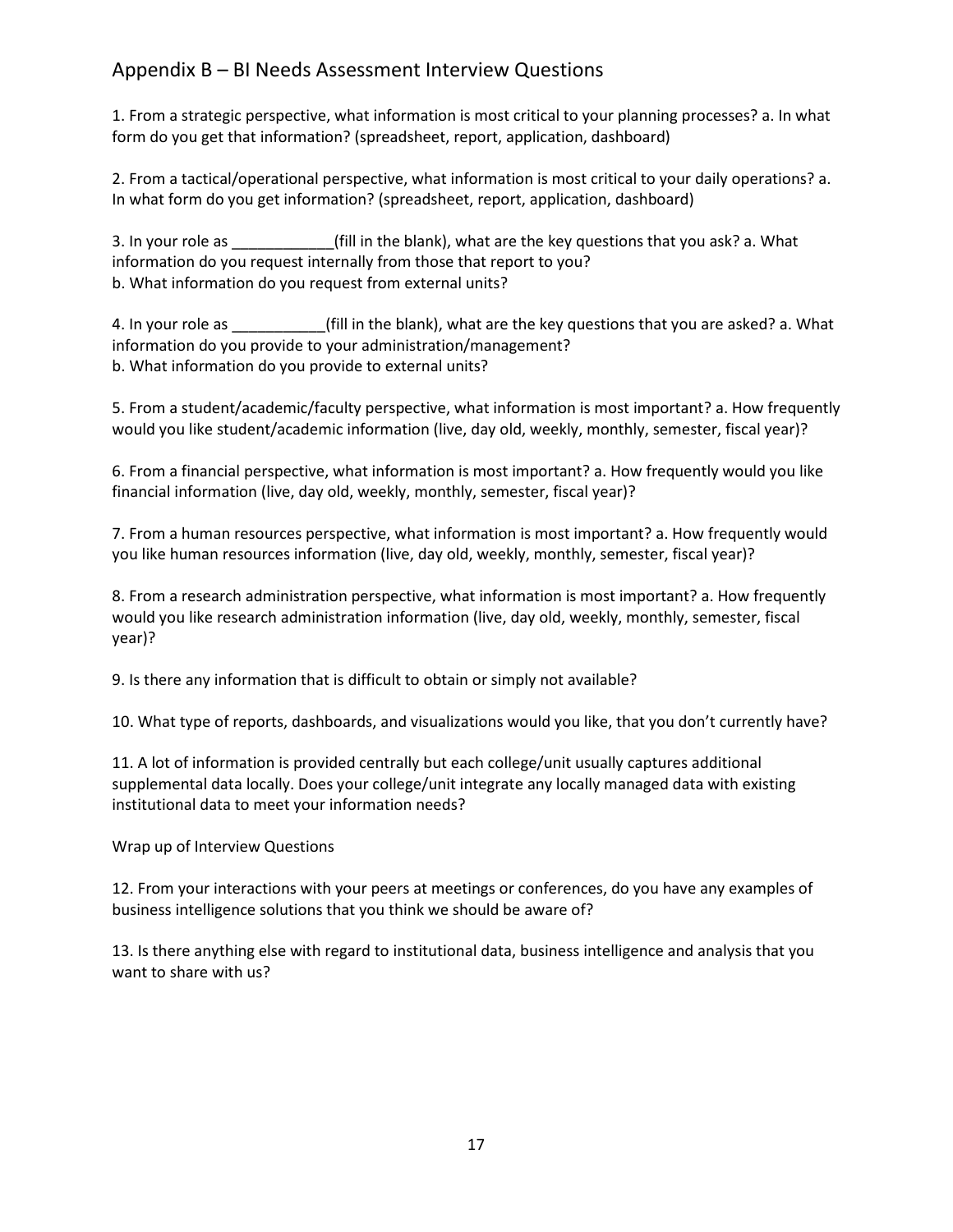## Appendix B – BI Needs Assessment Interview Questions

1. From a strategic perspective, what information is most critical to your planning processes? a. In what form do you get that information? (spreadsheet, report, application, dashboard)

2. From a tactical/operational perspective, what information is most critical to your daily operations? a. In what form do you get information? (spreadsheet, report, application, dashboard)

3. In your role as ____________(fill in the blank), what are the key questions that you ask? a. What information do you request internally from those that report to you?
b. What information do you request from external units?

4. In your role as ___________(fill in the blank), what are the key questions that you are asked? a. What information do you provide to your administration/management?
b. What information do you provide to external units?

5. From a student/academic/faculty perspective, what information is most important? a. How frequently would you like student/academic information (live, day old, weekly, monthly, semester, fiscal year)?

6. From a financial perspective, what information is most important? a. How frequently would you like financial information (live, day old, weekly, monthly, semester, fiscal year)?

7. From a human resources perspective, what information is most important? a. How frequently would you like human resources information (live, day old, weekly, monthly, semester, fiscal year)?

8. From a research administration perspective, what information is most important? a. How frequently would you like research administration information (live, day old, weekly, monthly, semester, fiscal year)?

9. Is there any information that is difficult to obtain or simply not available?

10. What type of reports, dashboards, and visualizations would you like, that you don't currently have?

11. A lot of information is provided centrally but each college/unit usually captures additional supplemental data locally. Does your college/unit integrate any locally managed data with existing institutional data to meet your information needs?

Wrap up of Interview Questions

12. From your interactions with your peers at meetings or conferences, do you have any examples of business intelligence solutions that you think we should be aware of?

13. Is there anything else with regard to institutional data, business intelligence and analysis that you want to share with us?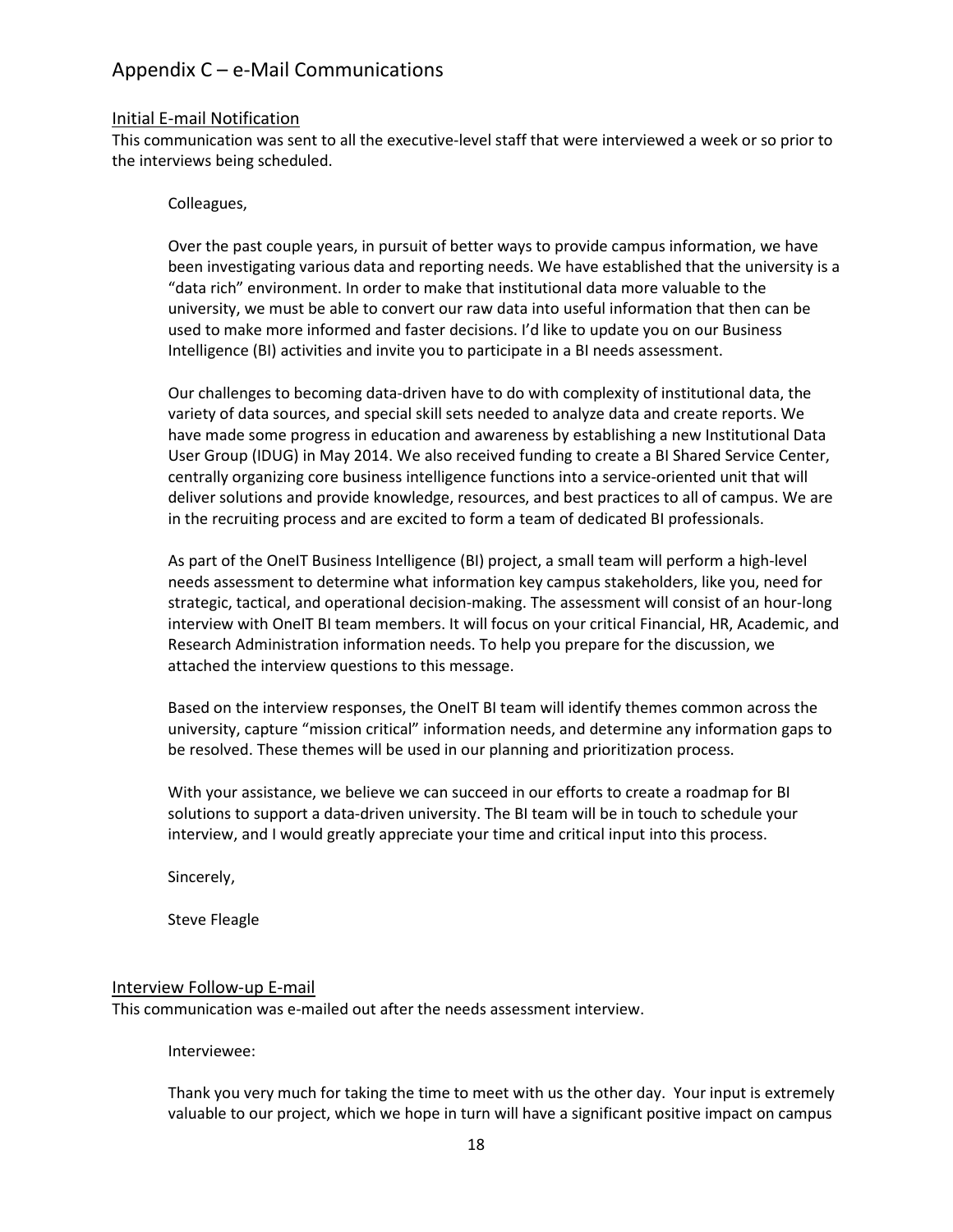# Appendix C – e-Mail Communications

## Initial E-mail Notification

This communication was sent to all the executive-level staff that were interviewed a week or so prior to the interviews being scheduled.

> Colleagues,
>
> Over the past couple years, in pursuit of better ways to provide campus information, we have been investigating various data and reporting needs. We have established that the university is a "data rich" environment. In order to make that institutional data more valuable to the university, we must be able to convert our raw data into useful information that then can be used to make more informed and faster decisions. I'd like to update you on our Business Intelligence (BI) activities and invite you to participate in a BI needs assessment.
>
> Our challenges to becoming data-driven have to do with complexity of institutional data, the variety of data sources, and special skill sets needed to analyze data and create reports. We have made some progress in education and awareness by establishing a new Institutional Data User Group (IDUG) in May 2014. We also received funding to create a BI Shared Service Center, centrally organizing core business intelligence functions into a service-oriented unit that will deliver solutions and provide knowledge, resources, and best practices to all of campus. We are in the recruiting process and are excited to form a team of dedicated BI professionals.
>
> As part of the OneIT Business Intelligence (BI) project, a small team will perform a high-level needs assessment to determine what information key campus stakeholders, like you, need for strategic, tactical, and operational decision-making. The assessment will consist of an hour-long interview with OneIT BI team members. It will focus on your critical Financial, HR, Academic, and Research Administration information needs. To help you prepare for the discussion, we attached the interview questions to this message.
>
> Based on the interview responses, the OneIT BI team will identify themes common across the university, capture "mission critical" information needs, and determine any information gaps to be resolved. These themes will be used in our planning and prioritization process.
>
> With your assistance, we believe we can succeed in our efforts to create a roadmap for BI solutions to support a data-driven university. The BI team will be in touch to schedule your interview, and I would greatly appreciate your time and critical input into this process.
>
> Sincerely,
>
> Steve Fleagle

## Interview Follow-up E-mail

This communication was e-mailed out after the needs assessment interview.

> Interviewee:
>
> Thank you very much for taking the time to meet with us the other day. Your input is extremely valuable to our project, which we hope in turn will have a significant positive impact on campus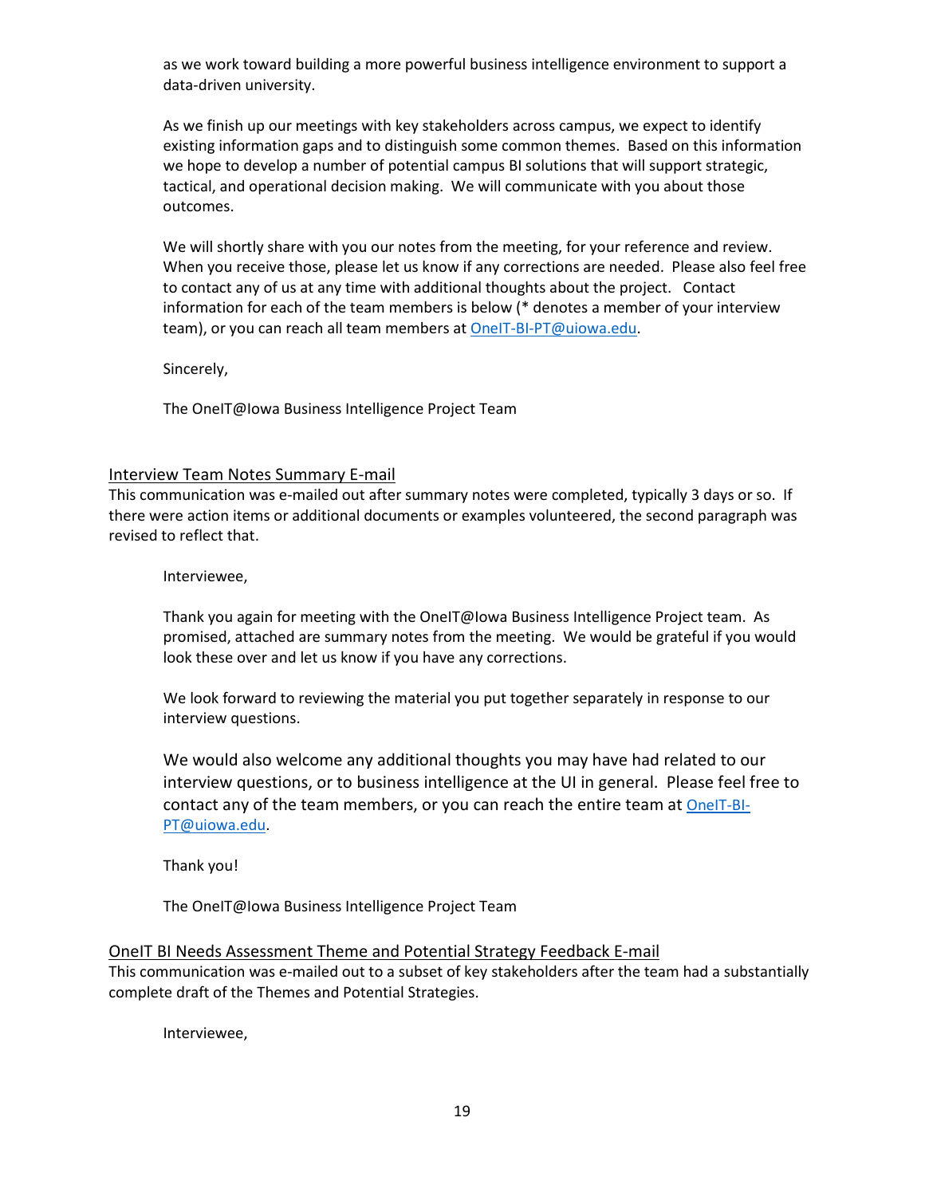as we work toward building a more powerful business intelligence environment to support a data-driven university.

As we finish up our meetings with key stakeholders across campus, we expect to identify existing information gaps and to distinguish some common themes. Based on this information we hope to develop a number of potential campus BI solutions that will support strategic, tactical, and operational decision making. We will communicate with you about those outcomes.

We will shortly share with you our notes from the meeting, for your reference and review. When you receive those, please let us know if any corrections are needed. Please also feel free to contact any of us at any time with additional thoughts about the project. Contact information for each of the team members is below (* denotes a member of your interview team), or you can reach all team members at OneIT-BI-PT@uiowa.edu.

Sincerely,

The OneIT@Iowa Business Intelligence Project Team

## Interview Team Notes Summary E-mail

This communication was e-mailed out after summary notes were completed, typically 3 days or so. If there were action items or additional documents or examples volunteered, the second paragraph was revised to reflect that.

Interviewee,

Thank you again for meeting with the OneIT@Iowa Business Intelligence Project team. As promised, attached are summary notes from the meeting. We would be grateful if you would look these over and let us know if you have any corrections.

We look forward to reviewing the material you put together separately in response to our interview questions.

We would also welcome any additional thoughts you may have had related to our interview questions, or to business intelligence at the UI in general. Please feel free to contact any of the team members, or you can reach the entire team at OneIT-BI-PT@uiowa.edu.

Thank you!

The OneIT@Iowa Business Intelligence Project Team

## OneIT BI Needs Assessment Theme and Potential Strategy Feedback E-mail

This communication was e-mailed out to a subset of key stakeholders after the team had a substantially complete draft of the Themes and Potential Strategies.

Interviewee,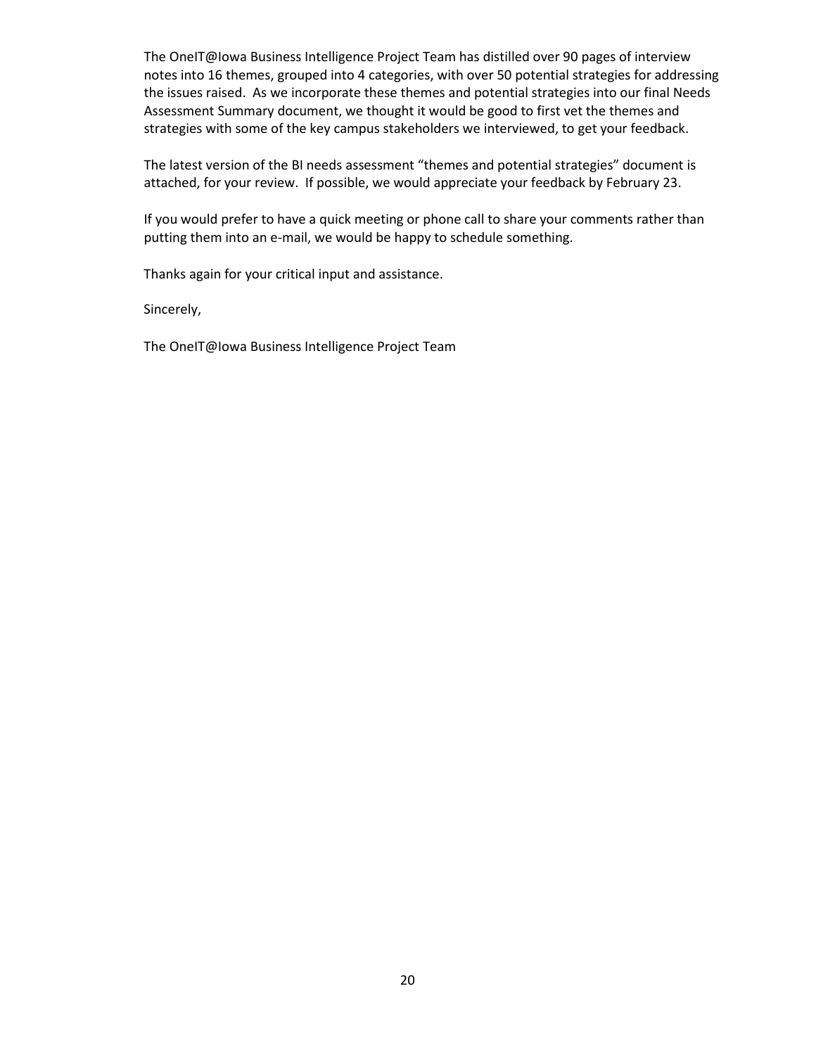The OneIT@Iowa Business Intelligence Project Team has distilled over 90 pages of interview notes into 16 themes, grouped into 4 categories, with over 50 potential strategies for addressing the issues raised. As we incorporate these themes and potential strategies into our final Needs Assessment Summary document, we thought it would be good to first vet the themes and strategies with some of the key campus stakeholders we interviewed, to get your feedback.

The latest version of the BI needs assessment "themes and potential strategies" document is attached, for your review. If possible, we would appreciate your feedback by February 23.

If you would prefer to have a quick meeting or phone call to share your comments rather than putting them into an e-mail, we would be happy to schedule something.

Thanks again for your critical input and assistance.

Sincerely,

The OneIT@Iowa Business Intelligence Project Team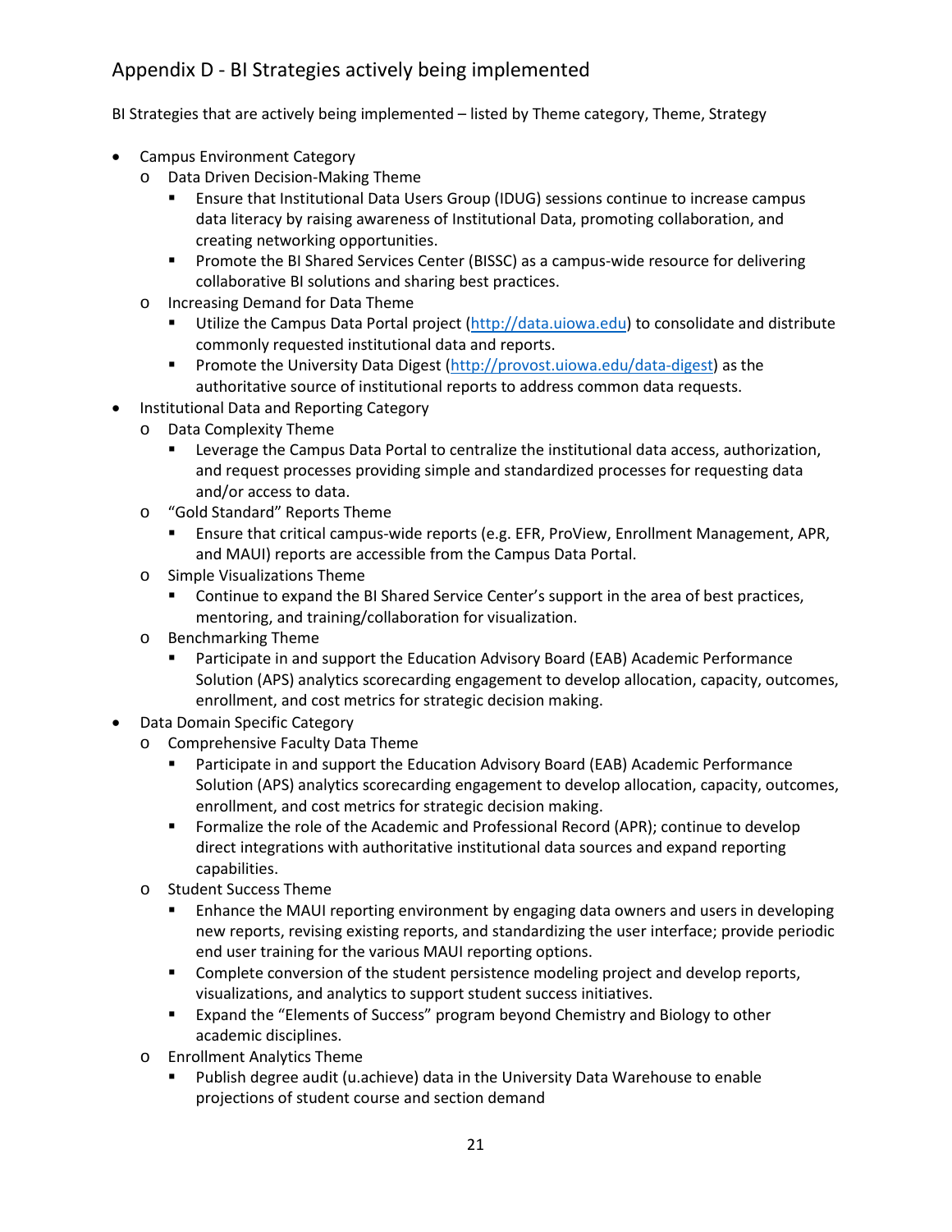## Appendix D - BI Strategies actively being implemented

BI Strategies that are actively being implemented – listed by Theme category, Theme, Strategy

- Campus Environment Category
  - Data Driven Decision-Making Theme
    - Ensure that Institutional Data Users Group (IDUG) sessions continue to increase campus data literacy by raising awareness of Institutional Data, promoting collaboration, and creating networking opportunities.
    - Promote the BI Shared Services Center (BISSC) as a campus-wide resource for delivering collaborative BI solutions and sharing best practices.
  - Increasing Demand for Data Theme
    - Utilize the Campus Data Portal project ([http://data.uiowa.edu](http://data.uiowa.edu)) to consolidate and distribute commonly requested institutional data and reports.
    - Promote the University Data Digest ([http://provost.uiowa.edu/data-digest](http://provost.uiowa.edu/data-digest)) as the authoritative source of institutional reports to address common data requests.
- Institutional Data and Reporting Category
  - Data Complexity Theme
    - Leverage the Campus Data Portal to centralize the institutional data access, authorization, and request processes providing simple and standardized processes for requesting data and/or access to data.
  - "Gold Standard" Reports Theme
    - Ensure that critical campus-wide reports (e.g. EFR, ProView, Enrollment Management, APR, and MAUI) reports are accessible from the Campus Data Portal.
  - Simple Visualizations Theme
    - Continue to expand the BI Shared Service Center's support in the area of best practices, mentoring, and training/collaboration for visualization.
  - Benchmarking Theme
    - Participate in and support the Education Advisory Board (EAB) Academic Performance Solution (APS) analytics scorecarding engagement to develop allocation, capacity, outcomes, enrollment, and cost metrics for strategic decision making.
- Data Domain Specific Category
  - Comprehensive Faculty Data Theme
    - Participate in and support the Education Advisory Board (EAB) Academic Performance Solution (APS) analytics scorecarding engagement to develop allocation, capacity, outcomes, enrollment, and cost metrics for strategic decision making.
    - Formalize the role of the Academic and Professional Record (APR); continue to develop direct integrations with authoritative institutional data sources and expand reporting capabilities.
  - Student Success Theme
    - Enhance the MAUI reporting environment by engaging data owners and users in developing new reports, revising existing reports, and standardizing the user interface; provide periodic end user training for the various MAUI reporting options.
    - Complete conversion of the student persistence modeling project and develop reports, visualizations, and analytics to support student success initiatives.
    - Expand the "Elements of Success" program beyond Chemistry and Biology to other academic disciplines.
  - Enrollment Analytics Theme
    - Publish degree audit (u.achieve) data in the University Data Warehouse to enable projections of student course and section demand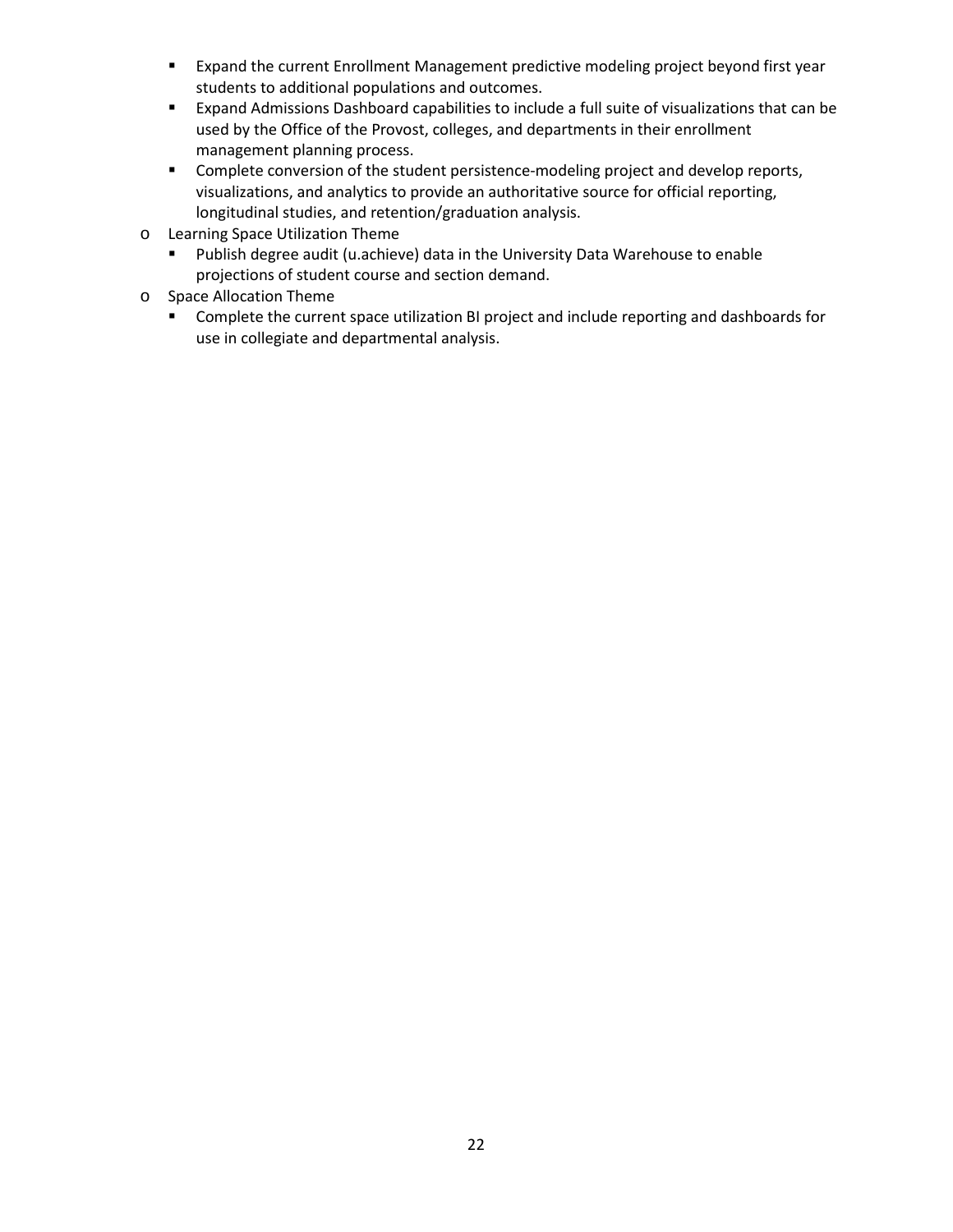- Expand the current Enrollment Management predictive modeling project beyond first year students to additional populations and outcomes.
    - Expand Admissions Dashboard capabilities to include a full suite of visualizations that can be used by the Office of the Provost, colleges, and departments in their enrollment management planning process.
    - Complete conversion of the student persistence-modeling project and develop reports, visualizations, and analytics to provide an authoritative source for official reporting, longitudinal studies, and retention/graduation analysis.
  - Learning Space Utilization Theme
    - Publish degree audit (u.achieve) data in the University Data Warehouse to enable projections of student course and section demand.
  - Space Allocation Theme
    - Complete the current space utilization BI project and include reporting and dashboards for use in collegiate and departmental analysis.